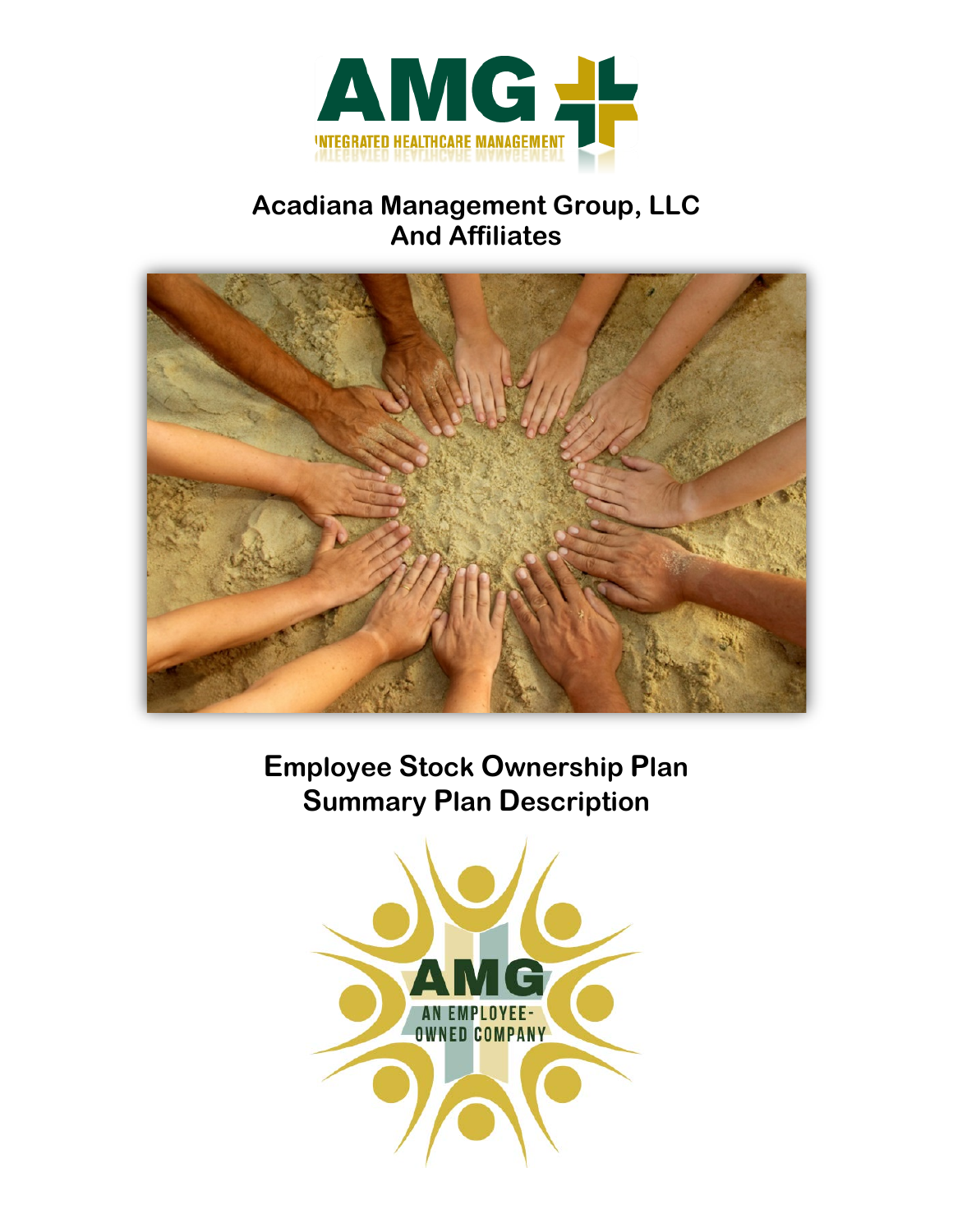# Acadiana Management Group, LLC
# And Affiliates

# Employee Stock Ownership Plan
# Summary Plan Description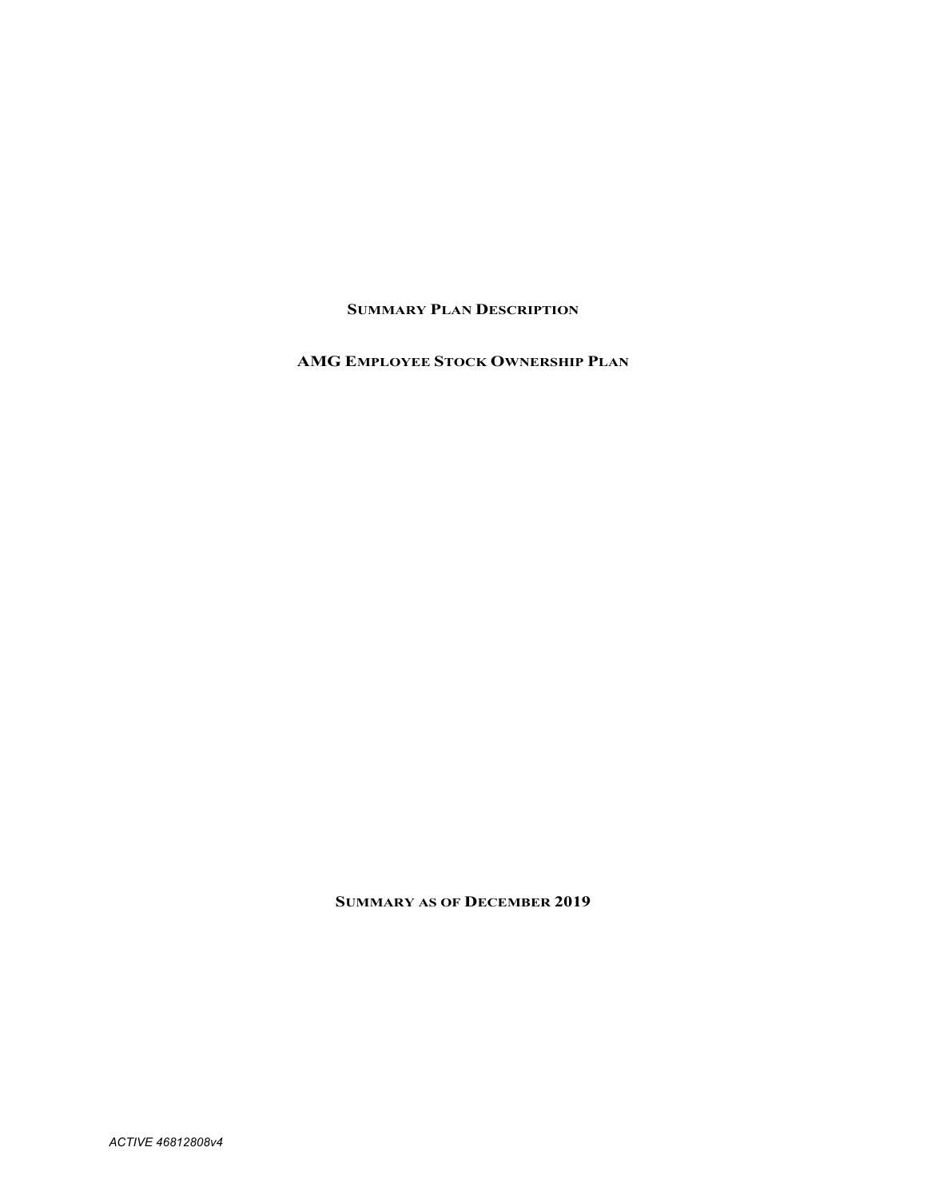# SUMMARY PLAN DESCRIPTION

## AMG EMPLOYEE STOCK OWNERSHIP PLAN

SUMMARY AS OF DECEMBER 2019

*ACTIVE 46812808v4*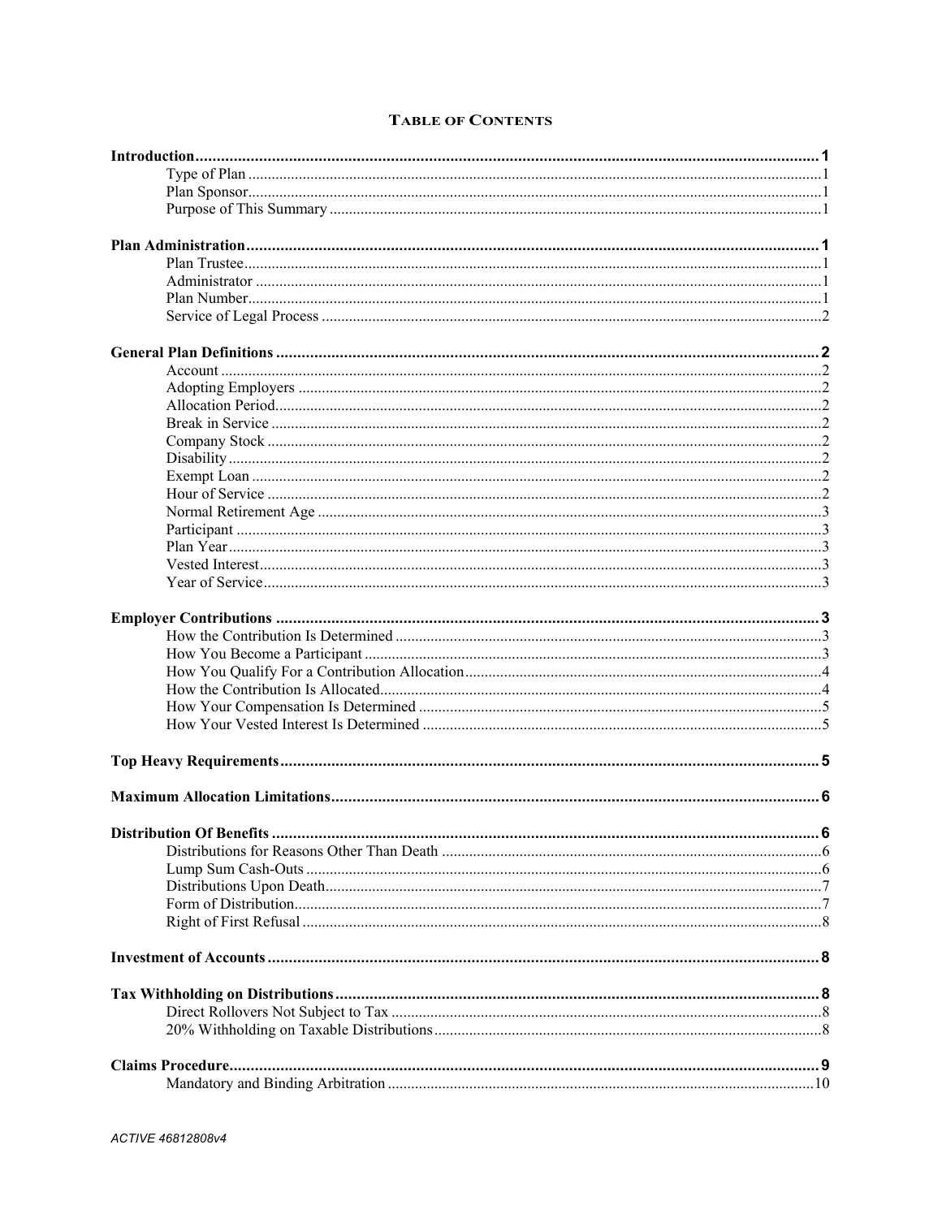# Table of Contents

| | |
|---|---|
| **Introduction** | **1** |
| Type of Plan | 1 |
| Plan Sponsor | 1 |
| Purpose of This Summary | 1 |
| **Plan Administration** | **1** |
| Plan Trustee | 1 |
| Administrator | 1 |
| Plan Number | 1 |
| Service of Legal Process | 2 |
| **General Plan Definitions** | **2** |
| Account | 2 |
| Adopting Employers | 2 |
| Allocation Period | 2 |
| Break in Service | 2 |
| Company Stock | 2 |
| Disability | 2 |
| Exempt Loan | 2 |
| Hour of Service | 2 |
| Normal Retirement Age | 3 |
| Participant | 3 |
| Plan Year | 3 |
| Vested Interest | 3 |
| Year of Service | 3 |
| **Employer Contributions** | **3** |
| How the Contribution Is Determined | 3 |
| How You Become a Participant | 3 |
| How You Qualify For a Contribution Allocation | 4 |
| How the Contribution Is Allocated | 4 |
| How Your Compensation Is Determined | 5 |
| How Your Vested Interest Is Determined | 5 |
| **Top Heavy Requirements** | **5** |
| **Maximum Allocation Limitations** | **6** |
| **Distribution Of Benefits** | **6** |
| Distributions for Reasons Other Than Death | 6 |
| Lump Sum Cash-Outs | 6 |
| Distributions Upon Death | 7 |
| Form of Distribution | 7 |
| Right of First Refusal | 8 |
| **Investment of Accounts** | **8** |
| **Tax Withholding on Distributions** | **8** |
| Direct Rollovers Not Subject to Tax | 8 |
| 20% Withholding on Taxable Distributions | 8 |
| **Claims Procedure** | **9** |
| Mandatory and Binding Arbitration | 10 |

*ACTIVE 46812808v4*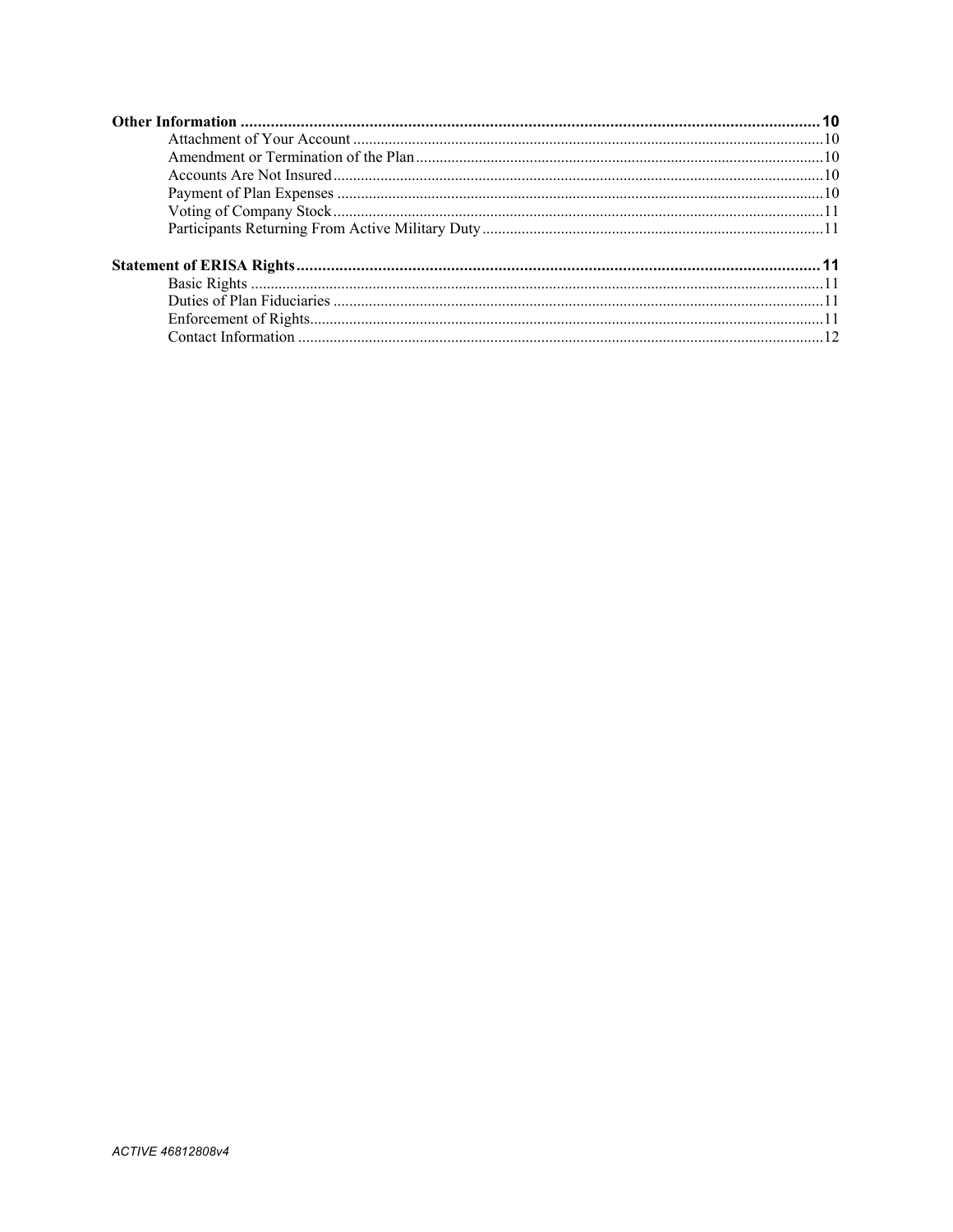**Other Information** ......................................................................................................................................... **10**
- Attachment of Your Account ...................................................................................................... 10
- Amendment or Termination of the Plan ...................................................................................... 10
- Accounts Are Not Insured ........................................................................................................... 10
- Payment of Plan Expenses .......................................................................................................... 10
- Voting of Company Stock ............................................................................................................ 11
- Participants Returning From Active Military Duty ..................................................................... 11

**Statement of ERISA Rights** ............................................................................................................................ **11**
- Basic Rights ................................................................................................................................. 11
- Duties of Plan Fiduciaries ........................................................................................................... 11
- Enforcement of Rights ................................................................................................................. 11
- Contact Information .................................................................................................................... 12

*ACTIVE 46812808v4*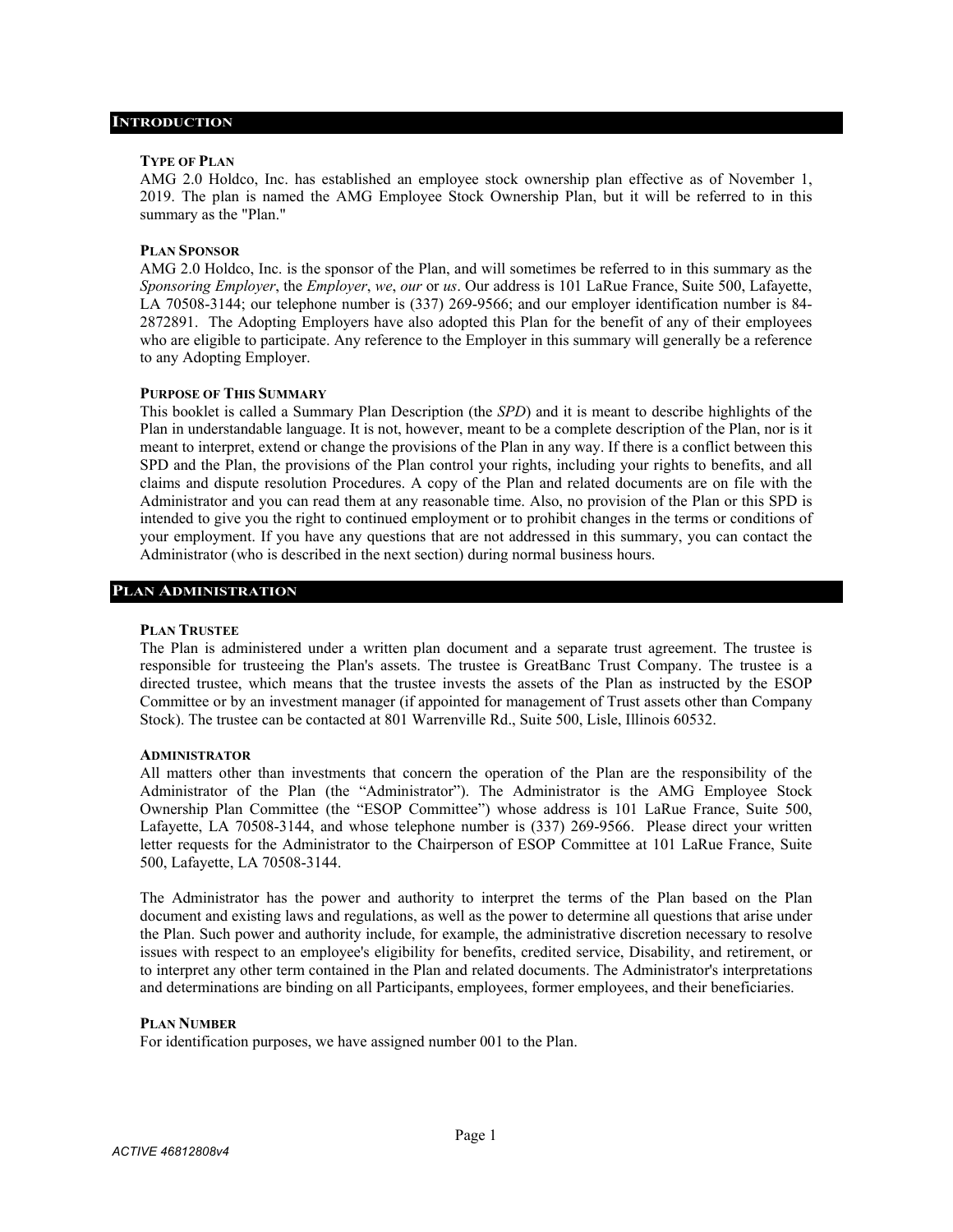## INTRODUCTION

### TYPE OF PLAN

AMG 2.0 Holdco, Inc. has established an employee stock ownership plan effective as of November 1, 2019. The plan is named the AMG Employee Stock Ownership Plan, but it will be referred to in this summary as the "Plan."

### PLAN SPONSOR

AMG 2.0 Holdco, Inc. is the sponsor of the Plan, and will sometimes be referred to in this summary as the *Sponsoring Employer*, the *Employer*, *we*, *our* or *us*. Our address is 101 LaRue France, Suite 500, Lafayette, LA 70508-3144; our telephone number is (337) 269-9566; and our employer identification number is 84-2872891. The Adopting Employers have also adopted this Plan for the benefit of any of their employees who are eligible to participate. Any reference to the Employer in this summary will generally be a reference to any Adopting Employer.

### PURPOSE OF THIS SUMMARY

This booklet is called a Summary Plan Description (the *SPD*) and it is meant to describe highlights of the Plan in understandable language. It is not, however, meant to be a complete description of the Plan, nor is it meant to interpret, extend or change the provisions of the Plan in any way. If there is a conflict between this SPD and the Plan, the provisions of the Plan control your rights, including your rights to benefits, and all claims and dispute resolution Procedures. A copy of the Plan and related documents are on file with the Administrator and you can read them at any reasonable time. Also, no provision of the Plan or this SPD is intended to give you the right to continued employment or to prohibit changes in the terms or conditions of your employment. If you have any questions that are not addressed in this summary, you can contact the Administrator (who is described in the next section) during normal business hours.

## PLAN ADMINISTRATION

### PLAN TRUSTEE

The Plan is administered under a written plan document and a separate trust agreement. The trustee is responsible for trusteeing the Plan's assets. The trustee is GreatBanc Trust Company. The trustee is a directed trustee, which means that the trustee invests the assets of the Plan as instructed by the ESOP Committee or by an investment manager (if appointed for management of Trust assets other than Company Stock). The trustee can be contacted at 801 Warrenville Rd., Suite 500, Lisle, Illinois 60532.

### ADMINISTRATOR

All matters other than investments that concern the operation of the Plan are the responsibility of the Administrator of the Plan (the "Administrator"). The Administrator is the AMG Employee Stock Ownership Plan Committee (the "ESOP Committee") whose address is 101 LaRue France, Suite 500, Lafayette, LA 70508-3144, and whose telephone number is (337) 269-9566. Please direct your written letter requests for the Administrator to the Chairperson of ESOP Committee at 101 LaRue France, Suite 500, Lafayette, LA 70508-3144.

The Administrator has the power and authority to interpret the terms of the Plan based on the Plan document and existing laws and regulations, as well as the power to determine all questions that arise under the Plan. Such power and authority include, for example, the administrative discretion necessary to resolve issues with respect to an employee's eligibility for benefits, credited service, Disability, and retirement, or to interpret any other term contained in the Plan and related documents. The Administrator's interpretations and determinations are binding on all Participants, employees, former employees, and their beneficiaries.

### PLAN NUMBER

For identification purposes, we have assigned number 001 to the Plan.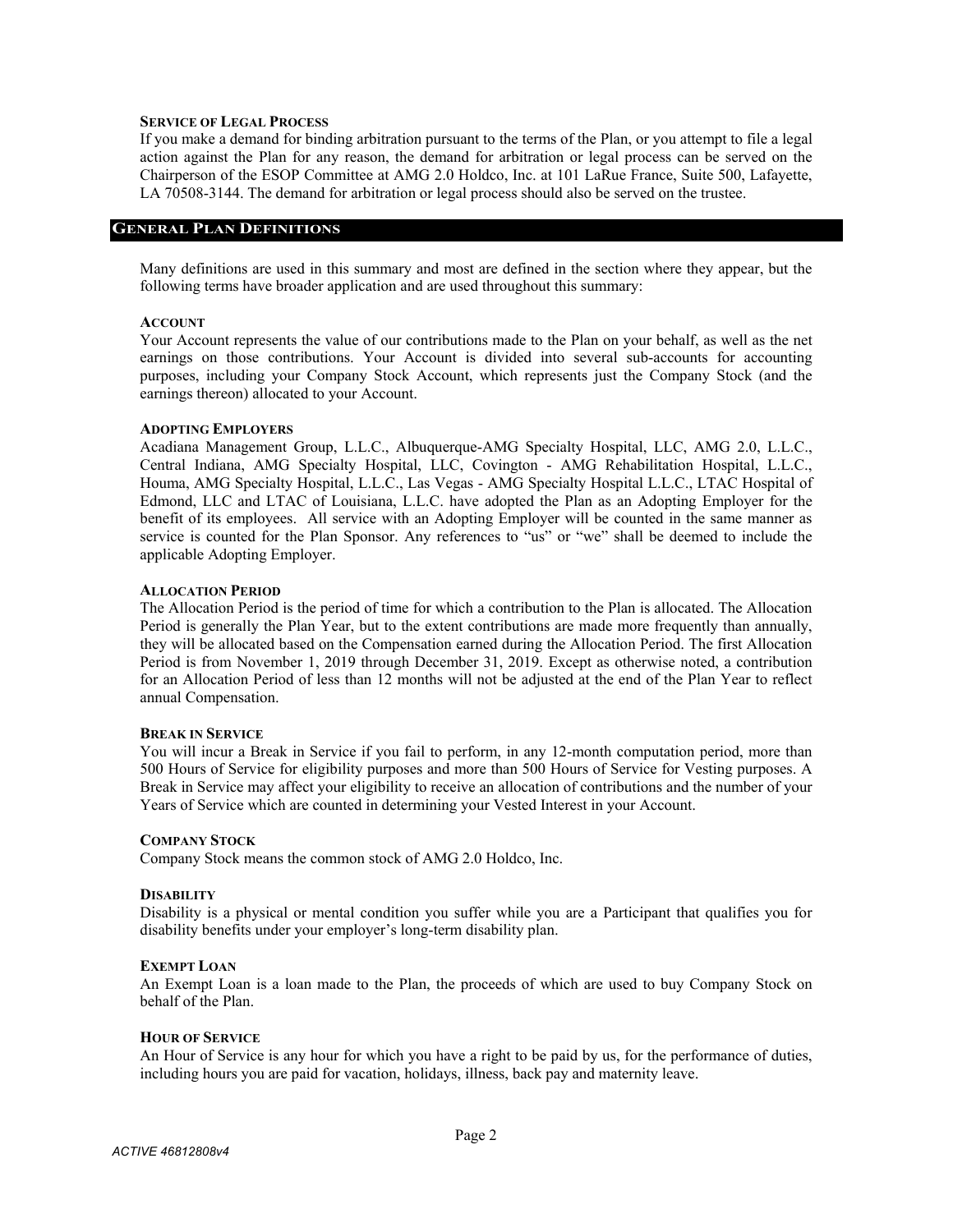### Service of Legal Process

If you make a demand for binding arbitration pursuant to the terms of the Plan, or you attempt to file a legal action against the Plan for any reason, the demand for arbitration or legal process can be served on the Chairperson of the ESOP Committee at AMG 2.0 Holdco, Inc. at 101 LaRue France, Suite 500, Lafayette, LA 70508-3144. The demand for arbitration or legal process should also be served on the trustee.

## General Plan Definitions

Many definitions are used in this summary and most are defined in the section where they appear, but the following terms have broader application and are used throughout this summary:

### Account

Your Account represents the value of our contributions made to the Plan on your behalf, as well as the net earnings on those contributions. Your Account is divided into several sub-accounts for accounting purposes, including your Company Stock Account, which represents just the Company Stock (and the earnings thereon) allocated to your Account.

### Adopting Employers

Acadiana Management Group, L.L.C., Albuquerque-AMG Specialty Hospital, LLC, AMG 2.0, L.L.C., Central Indiana, AMG Specialty Hospital, LLC, Covington - AMG Rehabilitation Hospital, L.L.C., Houma, AMG Specialty Hospital, L.L.C., Las Vegas - AMG Specialty Hospital L.L.C., LTAC Hospital of Edmond, LLC and LTAC of Louisiana, L.L.C. have adopted the Plan as an Adopting Employer for the benefit of its employees. All service with an Adopting Employer will be counted in the same manner as service is counted for the Plan Sponsor. Any references to "us" or "we" shall be deemed to include the applicable Adopting Employer.

### Allocation Period

The Allocation Period is the period of time for which a contribution to the Plan is allocated. The Allocation Period is generally the Plan Year, but to the extent contributions are made more frequently than annually, they will be allocated based on the Compensation earned during the Allocation Period. The first Allocation Period is from November 1, 2019 through December 31, 2019. Except as otherwise noted, a contribution for an Allocation Period of less than 12 months will not be adjusted at the end of the Plan Year to reflect annual Compensation.

### Break in Service

You will incur a Break in Service if you fail to perform, in any 12-month computation period, more than 500 Hours of Service for eligibility purposes and more than 500 Hours of Service for Vesting purposes. A Break in Service may affect your eligibility to receive an allocation of contributions and the number of your Years of Service which are counted in determining your Vested Interest in your Account.

### Company Stock

Company Stock means the common stock of AMG 2.0 Holdco, Inc.

### Disability

Disability is a physical or mental condition you suffer while you are a Participant that qualifies you for disability benefits under your employer's long-term disability plan.

### Exempt Loan

An Exempt Loan is a loan made to the Plan, the proceeds of which are used to buy Company Stock on behalf of the Plan.

### Hour of Service

An Hour of Service is any hour for which you have a right to be paid by us, for the performance of duties, including hours you are paid for vacation, holidays, illness, back pay and maternity leave.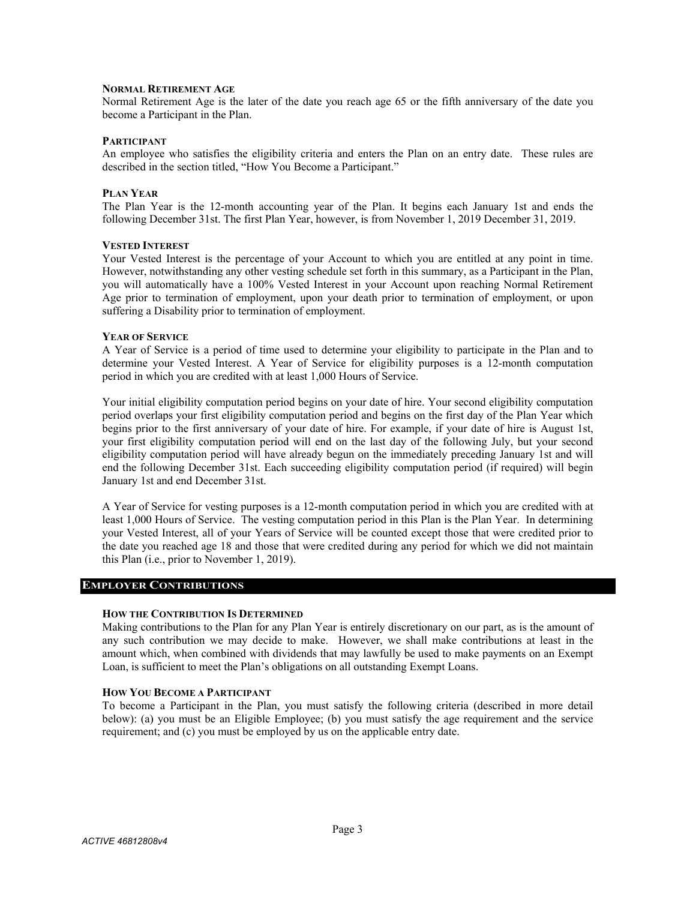#### Normal Retirement Age

Normal Retirement Age is the later of the date you reach age 65 or the fifth anniversary of the date you become a Participant in the Plan.

#### Participant

An employee who satisfies the eligibility criteria and enters the Plan on an entry date. These rules are described in the section titled, "How You Become a Participant."

#### Plan Year

The Plan Year is the 12-month accounting year of the Plan. It begins each January 1st and ends the following December 31st. The first Plan Year, however, is from November 1, 2019 December 31, 2019.

#### Vested Interest

Your Vested Interest is the percentage of your Account to which you are entitled at any point in time. However, notwithstanding any other vesting schedule set forth in this summary, as a Participant in the Plan, you will automatically have a 100% Vested Interest in your Account upon reaching Normal Retirement Age prior to termination of employment, upon your death prior to termination of employment, or upon suffering a Disability prior to termination of employment.

#### Year of Service

A Year of Service is a period of time used to determine your eligibility to participate in the Plan and to determine your Vested Interest. A Year of Service for eligibility purposes is a 12-month computation period in which you are credited with at least 1,000 Hours of Service.

Your initial eligibility computation period begins on your date of hire. Your second eligibility computation period overlaps your first eligibility computation period and begins on the first day of the Plan Year which begins prior to the first anniversary of your date of hire. For example, if your date of hire is August 1st, your first eligibility computation period will end on the last day of the following July, but your second eligibility computation period will have already begun on the immediately preceding January 1st and will end the following December 31st. Each succeeding eligibility computation period (if required) will begin January 1st and end December 31st.

A Year of Service for vesting purposes is a 12-month computation period in which you are credited with at least 1,000 Hours of Service. The vesting computation period in this Plan is the Plan Year. In determining your Vested Interest, all of your Years of Service will be counted except those that were credited prior to the date you reached age 18 and those that were credited during any period for which we did not maintain this Plan (i.e., prior to November 1, 2019).

## Employer Contributions

#### How the Contribution Is Determined

Making contributions to the Plan for any Plan Year is entirely discretionary on our part, as is the amount of any such contribution we may decide to make. However, we shall make contributions at least in the amount which, when combined with dividends that may lawfully be used to make payments on an Exempt Loan, is sufficient to meet the Plan's obligations on all outstanding Exempt Loans.

#### How You Become a Participant

To become a Participant in the Plan, you must satisfy the following criteria (described in more detail below): (a) you must be an Eligible Employee; (b) you must satisfy the age requirement and the service requirement; and (c) you must be employed by us on the applicable entry date.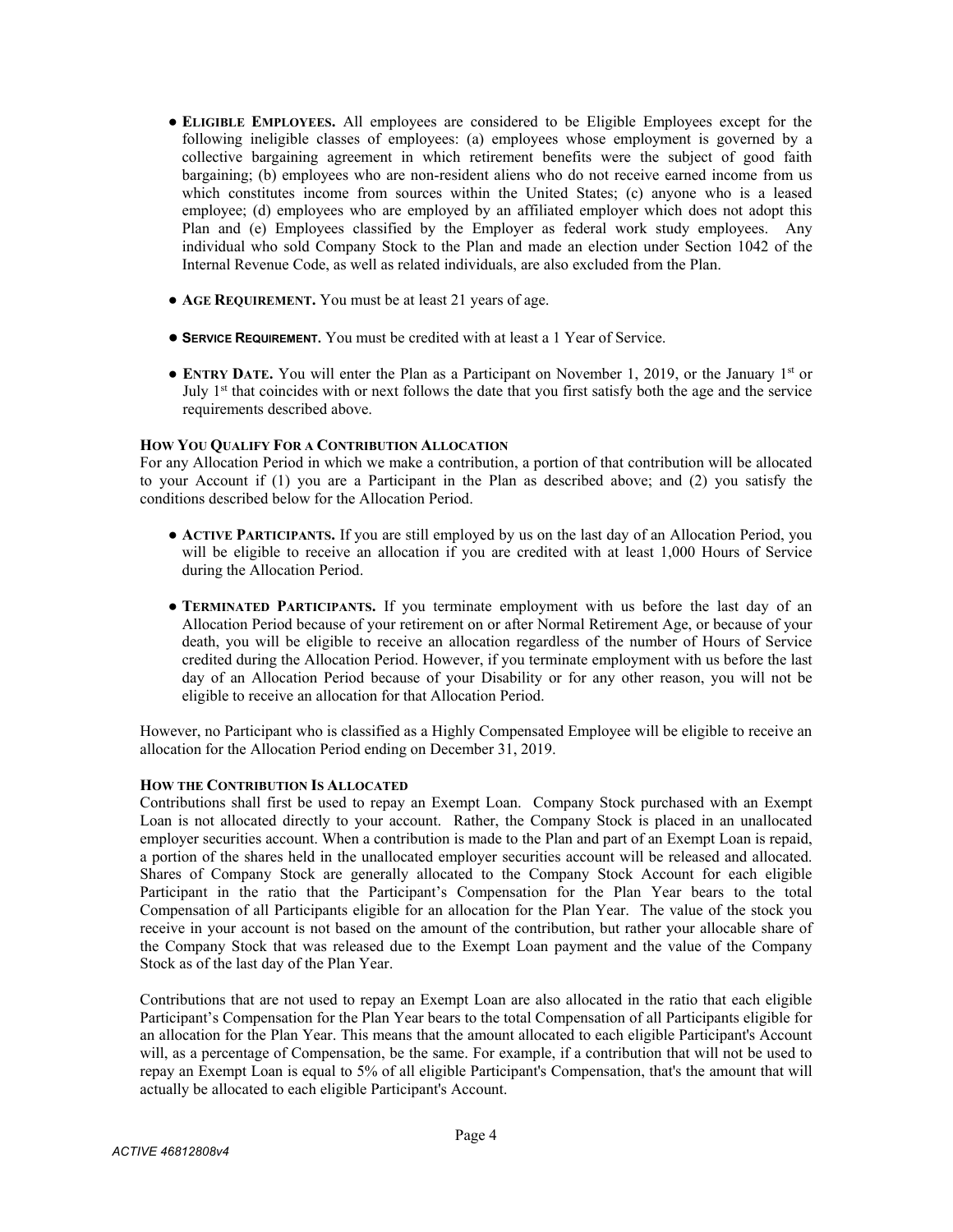- **ELIGIBLE EMPLOYEES.** All employees are considered to be Eligible Employees except for the following ineligible classes of employees: (a) employees whose employment is governed by a collective bargaining agreement in which retirement benefits were the subject of good faith bargaining; (b) employees who are non-resident aliens who do not receive earned income from us which constitutes income from sources within the United States; (c) anyone who is a leased employee; (d) employees who are employed by an affiliated employer which does not adopt this Plan and (e) Employees classified by the Employer as federal work study employees. Any individual who sold Company Stock to the Plan and made an election under Section 1042 of the Internal Revenue Code, as well as related individuals, are also excluded from the Plan.

- **AGE REQUIREMENT.** You must be at least 21 years of age.

- **SERVICE REQUIREMENT.** You must be credited with at least a 1 Year of Service.

- **ENTRY DATE.** You will enter the Plan as a Participant on November 1, 2019, or the January 1st or July 1st that coincides with or next follows the date that you first satisfy both the age and the service requirements described above.

**HOW YOU QUALIFY FOR A CONTRIBUTION ALLOCATION**

For any Allocation Period in which we make a contribution, a portion of that contribution will be allocated to your Account if (1) you are a Participant in the Plan as described above; and (2) you satisfy the conditions described below for the Allocation Period.

- **ACTIVE PARTICIPANTS.** If you are still employed by us on the last day of an Allocation Period, you will be eligible to receive an allocation if you are credited with at least 1,000 Hours of Service during the Allocation Period.

- **TERMINATED PARTICIPANTS.** If you terminate employment with us before the last day of an Allocation Period because of your retirement on or after Normal Retirement Age, or because of your death, you will be eligible to receive an allocation regardless of the number of Hours of Service credited during the Allocation Period. However, if you terminate employment with us before the last day of an Allocation Period because of your Disability or for any other reason, you will not be eligible to receive an allocation for that Allocation Period.

However, no Participant who is classified as a Highly Compensated Employee will be eligible to receive an allocation for the Allocation Period ending on December 31, 2019.

**HOW THE CONTRIBUTION IS ALLOCATED**

Contributions shall first be used to repay an Exempt Loan. Company Stock purchased with an Exempt Loan is not allocated directly to your account. Rather, the Company Stock is placed in an unallocated employer securities account. When a contribution is made to the Plan and part of an Exempt Loan is repaid, a portion of the shares held in the unallocated employer securities account will be released and allocated. Shares of Company Stock are generally allocated to the Company Stock Account for each eligible Participant in the ratio that the Participant's Compensation for the Plan Year bears to the total Compensation of all Participants eligible for an allocation for the Plan Year. The value of the stock you receive in your account is not based on the amount of the contribution, but rather your allocable share of the Company Stock that was released due to the Exempt Loan payment and the value of the Company Stock as of the last day of the Plan Year.

Contributions that are not used to repay an Exempt Loan are also allocated in the ratio that each eligible Participant's Compensation for the Plan Year bears to the total Compensation of all Participants eligible for an allocation for the Plan Year. This means that the amount allocated to each eligible Participant's Account will, as a percentage of Compensation, be the same. For example, if a contribution that will not be used to repay an Exempt Loan is equal to 5% of all eligible Participant's Compensation, that's the amount that will actually be allocated to each eligible Participant's Account.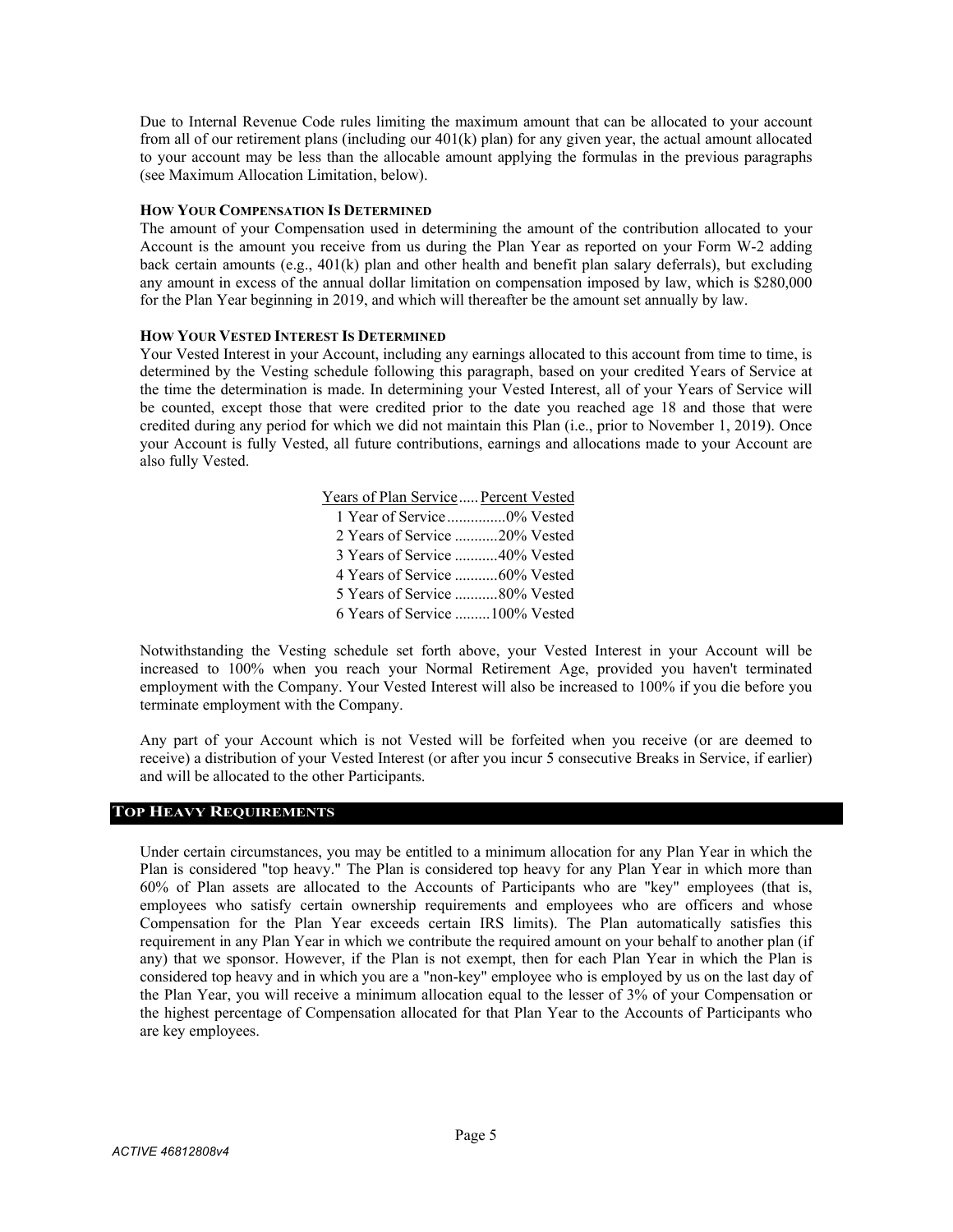Due to Internal Revenue Code rules limiting the maximum amount that can be allocated to your account from all of our retirement plans (including our 401(k) plan) for any given year, the actual amount allocated to your account may be less than the allocable amount applying the formulas in the previous paragraphs (see Maximum Allocation Limitation, below).

#### How Your Compensation Is Determined

The amount of your Compensation used in determining the amount of the contribution allocated to your Account is the amount you receive from us during the Plan Year as reported on your Form W-2 adding back certain amounts (e.g., 401(k) plan and other health and benefit plan salary deferrals), but excluding any amount in excess of the annual dollar limitation on compensation imposed by law, which is $280,000 for the Plan Year beginning in 2019, and which will thereafter be the amount set annually by law.

#### How Your Vested Interest Is Determined

Your Vested Interest in your Account, including any earnings allocated to this account from time to time, is determined by the Vesting schedule following this paragraph, based on your credited Years of Service at the time the determination is made. In determining your Vested Interest, all of your Years of Service will be counted, except those that were credited prior to the date you reached age 18 and those that were credited during any period for which we did not maintain this Plan (i.e., prior to November 1, 2019). Once your Account is fully Vested, all future contributions, earnings and allocations made to your Account are also fully Vested.

| Years of Plan Service | Percent Vested |
|---|---|
| 1 Year of Service | 0% Vested |
| 2 Years of Service | 20% Vested |
| 3 Years of Service | 40% Vested |
| 4 Years of Service | 60% Vested |
| 5 Years of Service | 80% Vested |
| 6 Years of Service | 100% Vested |

Notwithstanding the Vesting schedule set forth above, your Vested Interest in your Account will be increased to 100% when you reach your Normal Retirement Age, provided you haven't terminated employment with the Company. Your Vested Interest will also be increased to 100% if you die before you terminate employment with the Company.

Any part of your Account which is not Vested will be forfeited when you receive (or are deemed to receive) a distribution of your Vested Interest (or after you incur 5 consecutive Breaks in Service, if earlier) and will be allocated to the other Participants.

## Top Heavy Requirements

Under certain circumstances, you may be entitled to a minimum allocation for any Plan Year in which the Plan is considered "top heavy." The Plan is considered top heavy for any Plan Year in which more than 60% of Plan assets are allocated to the Accounts of Participants who are "key" employees (that is, employees who satisfy certain ownership requirements and employees who are officers and whose Compensation for the Plan Year exceeds certain IRS limits). The Plan automatically satisfies this requirement in any Plan Year in which we contribute the required amount on your behalf to another plan (if any) that we sponsor. However, if the Plan is not exempt, then for each Plan Year in which the Plan is considered top heavy and in which you are a "non-key" employee who is employed by us on the last day of the Plan Year, you will receive a minimum allocation equal to the lesser of 3% of your Compensation or the highest percentage of Compensation allocated for that Plan Year to the Accounts of Participants who are key employees.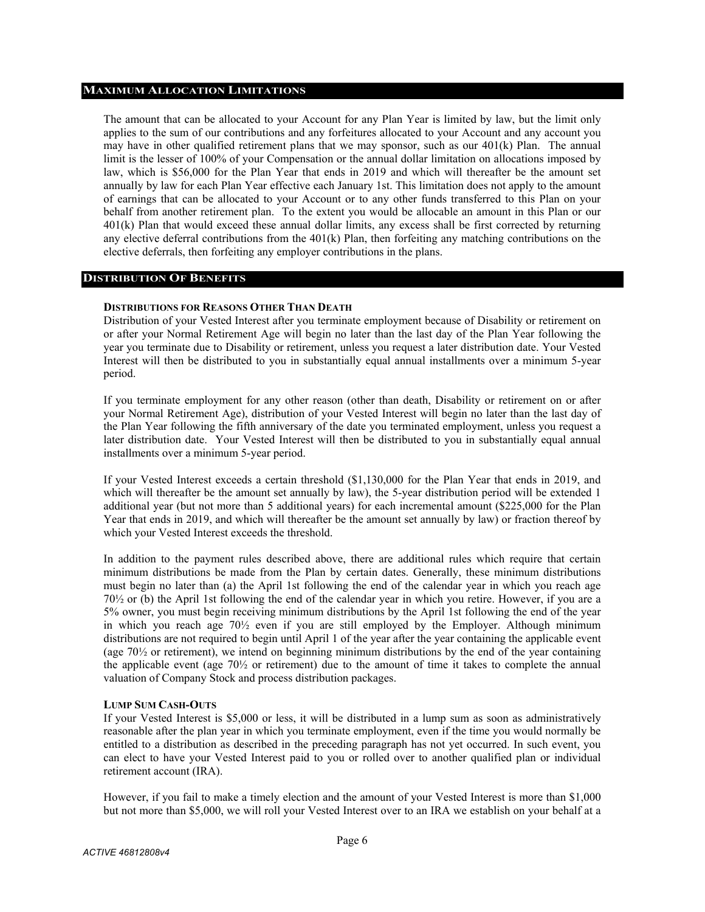## Maximum Allocation Limitations

The amount that can be allocated to your Account for any Plan Year is limited by law, but the limit only applies to the sum of our contributions and any forfeitures allocated to your Account and any account you may have in other qualified retirement plans that we may sponsor, such as our 401(k) Plan. The annual limit is the lesser of 100% of your Compensation or the annual dollar limitation on allocations imposed by law, which is $56,000 for the Plan Year that ends in 2019 and which will thereafter be the amount set annually by law for each Plan Year effective each January 1st. This limitation does not apply to the amount of earnings that can be allocated to your Account or to any other funds transferred to this Plan on your behalf from another retirement plan. To the extent you would be allocable an amount in this Plan or our 401(k) Plan that would exceed these annual dollar limits, any excess shall be first corrected by returning any elective deferral contributions from the 401(k) Plan, then forfeiting any matching contributions on the elective deferrals, then forfeiting any employer contributions in the plans.

## Distribution Of Benefits

### Distributions for Reasons Other Than Death

Distribution of your Vested Interest after you terminate employment because of Disability or retirement on or after your Normal Retirement Age will begin no later than the last day of the Plan Year following the year you terminate due to Disability or retirement, unless you request a later distribution date. Your Vested Interest will then be distributed to you in substantially equal annual installments over a minimum 5-year period.

If you terminate employment for any other reason (other than death, Disability or retirement on or after your Normal Retirement Age), distribution of your Vested Interest will begin no later than the last day of the Plan Year following the fifth anniversary of the date you terminated employment, unless you request a later distribution date. Your Vested Interest will then be distributed to you in substantially equal annual installments over a minimum 5-year period.

If your Vested Interest exceeds a certain threshold ($1,130,000 for the Plan Year that ends in 2019, and which will thereafter be the amount set annually by law), the 5-year distribution period will be extended 1 additional year (but not more than 5 additional years) for each incremental amount ($225,000 for the Plan Year that ends in 2019, and which will thereafter be the amount set annually by law) or fraction thereof by which your Vested Interest exceeds the threshold.

In addition to the payment rules described above, there are additional rules which require that certain minimum distributions be made from the Plan by certain dates. Generally, these minimum distributions must begin no later than (a) the April 1st following the end of the calendar year in which you reach age 70½ or (b) the April 1st following the end of the calendar year in which you retire. However, if you are a 5% owner, you must begin receiving minimum distributions by the April 1st following the end of the year in which you reach age 70½ even if you are still employed by the Employer. Although minimum distributions are not required to begin until April 1 of the year after the year containing the applicable event (age 70½ or retirement), we intend on beginning minimum distributions by the end of the year containing the applicable event (age 70½ or retirement) due to the amount of time it takes to complete the annual valuation of Company Stock and process distribution packages.

### Lump Sum Cash-Outs

If your Vested Interest is $5,000 or less, it will be distributed in a lump sum as soon as administratively reasonable after the plan year in which you terminate employment, even if the time you would normally be entitled to a distribution as described in the preceding paragraph has not yet occurred. In such event, you can elect to have your Vested Interest paid to you or rolled over to another qualified plan or individual retirement account (IRA).

However, if you fail to make a timely election and the amount of your Vested Interest is more than $1,000 but not more than $5,000, we will roll your Vested Interest over to an IRA we establish on your behalf at a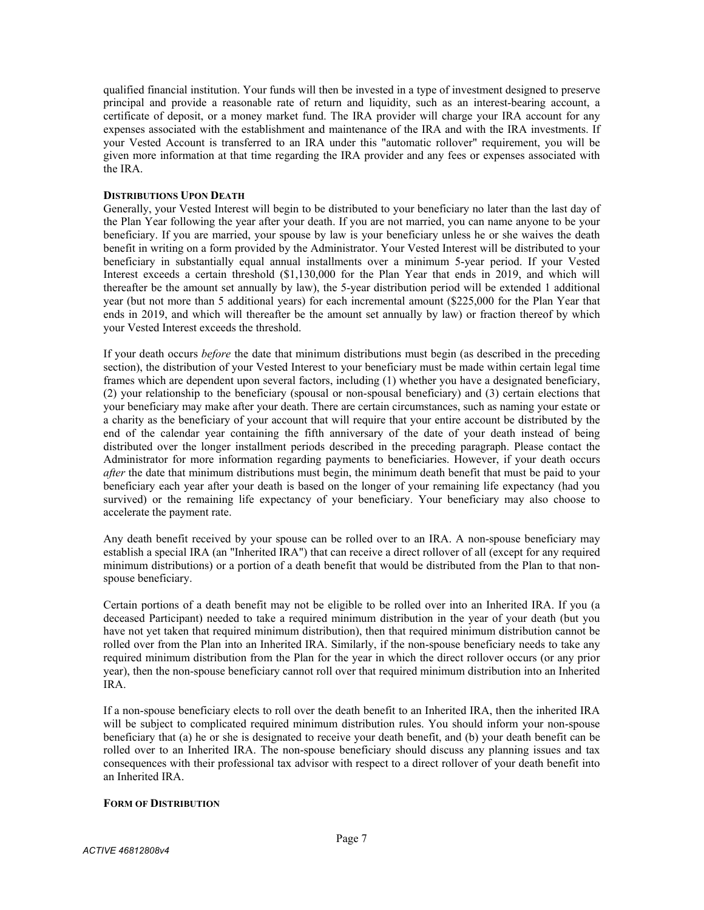qualified financial institution. Your funds will then be invested in a type of investment designed to preserve principal and provide a reasonable rate of return and liquidity, such as an interest-bearing account, a certificate of deposit, or a money market fund. The IRA provider will charge your IRA account for any expenses associated with the establishment and maintenance of the IRA and with the IRA investments. If your Vested Account is transferred to an IRA under this "automatic rollover" requirement, you will be given more information at that time regarding the IRA provider and any fees or expenses associated with the IRA.

**DISTRIBUTIONS UPON DEATH**

Generally, your Vested Interest will begin to be distributed to your beneficiary no later than the last day of the Plan Year following the year after your death. If you are not married, you can name anyone to be your beneficiary. If you are married, your spouse by law is your beneficiary unless he or she waives the death benefit in writing on a form provided by the Administrator. Your Vested Interest will be distributed to your beneficiary in substantially equal annual installments over a minimum 5-year period. If your Vested Interest exceeds a certain threshold ($1,130,000 for the Plan Year that ends in 2019, and which will thereafter be the amount set annually by law), the 5-year distribution period will be extended 1 additional year (but not more than 5 additional years) for each incremental amount ($225,000 for the Plan Year that ends in 2019, and which will thereafter be the amount set annually by law) or fraction thereof by which your Vested Interest exceeds the threshold.

If your death occurs *before* the date that minimum distributions must begin (as described in the preceding section), the distribution of your Vested Interest to your beneficiary must be made within certain legal time frames which are dependent upon several factors, including (1) whether you have a designated beneficiary, (2) your relationship to the beneficiary (spousal or non-spousal beneficiary) and (3) certain elections that your beneficiary may make after your death. There are certain circumstances, such as naming your estate or a charity as the beneficiary of your account that will require that your entire account be distributed by the end of the calendar year containing the fifth anniversary of the date of your death instead of being distributed over the longer installment periods described in the preceding paragraph. Please contact the Administrator for more information regarding payments to beneficiaries. However, if your death occurs *after* the date that minimum distributions must begin, the minimum death benefit that must be paid to your beneficiary each year after your death is based on the longer of your remaining life expectancy (had you survived) or the remaining life expectancy of your beneficiary. Your beneficiary may also choose to accelerate the payment rate.

Any death benefit received by your spouse can be rolled over to an IRA. A non-spouse beneficiary may establish a special IRA (an "Inherited IRA") that can receive a direct rollover of all (except for any required minimum distributions) or a portion of a death benefit that would be distributed from the Plan to that non-spouse beneficiary.

Certain portions of a death benefit may not be eligible to be rolled over into an Inherited IRA. If you (a deceased Participant) needed to take a required minimum distribution in the year of your death (but you have not yet taken that required minimum distribution), then that required minimum distribution cannot be rolled over from the Plan into an Inherited IRA. Similarly, if the non-spouse beneficiary needs to take any required minimum distribution from the Plan for the year in which the direct rollover occurs (or any prior year), then the non-spouse beneficiary cannot roll over that required minimum distribution into an Inherited IRA.

If a non-spouse beneficiary elects to roll over the death benefit to an Inherited IRA, then the inherited IRA will be subject to complicated required minimum distribution rules. You should inform your non-spouse beneficiary that (a) he or she is designated to receive your death benefit, and (b) your death benefit can be rolled over to an Inherited IRA. The non-spouse beneficiary should discuss any planning issues and tax consequences with their professional tax advisor with respect to a direct rollover of your death benefit into an Inherited IRA.

**FORM OF DISTRIBUTION**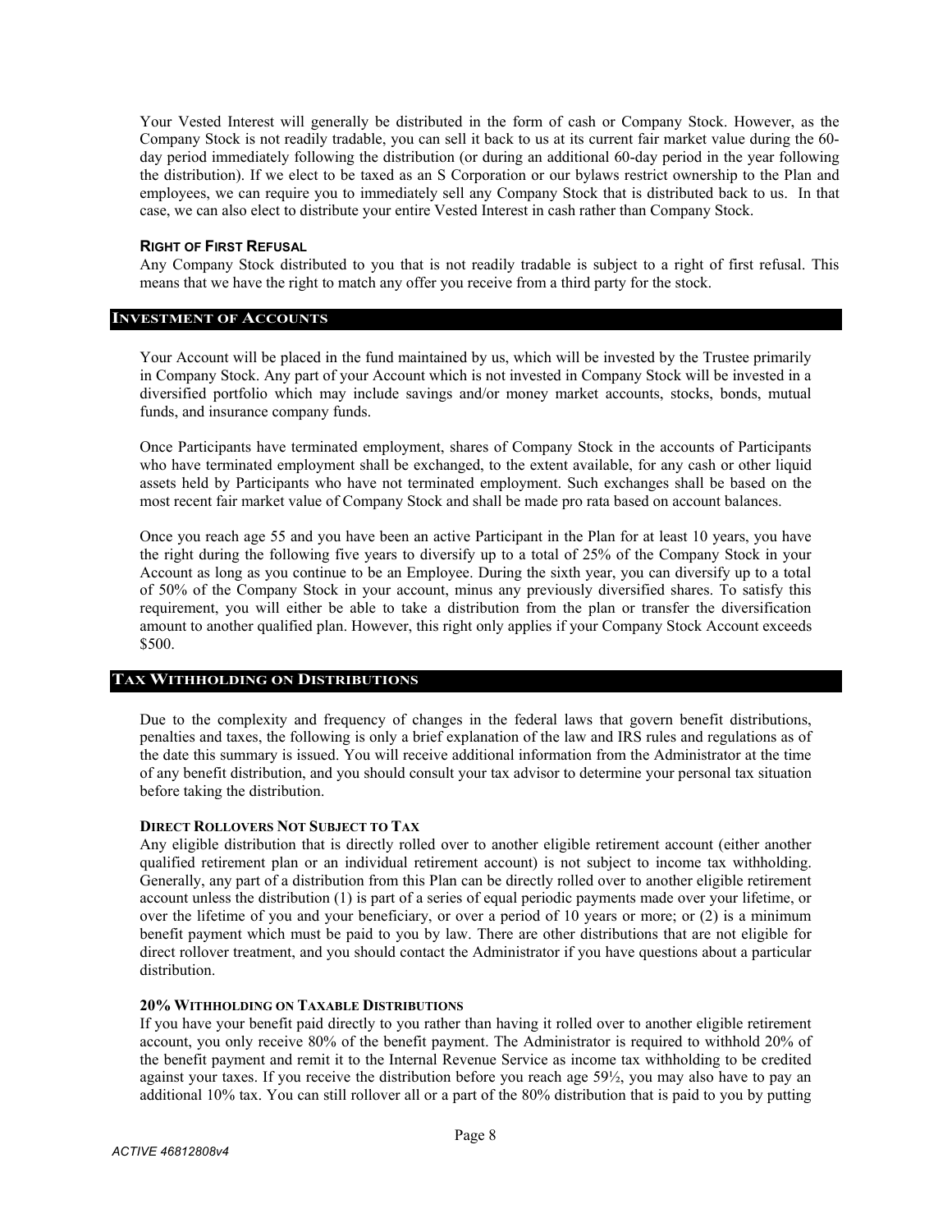Your Vested Interest will generally be distributed in the form of cash or Company Stock. However, as the Company Stock is not readily tradable, you can sell it back to us at its current fair market value during the 60-day period immediately following the distribution (or during an additional 60-day period in the year following the distribution). If we elect to be taxed as an S Corporation or our bylaws restrict ownership to the Plan and employees, we can require you to immediately sell any Company Stock that is distributed back to us. In that case, we can also elect to distribute your entire Vested Interest in cash rather than Company Stock.

#### RIGHT OF FIRST REFUSAL

Any Company Stock distributed to you that is not readily tradable is subject to a right of first refusal. This means that we have the right to match any offer you receive from a third party for the stock.

### INVESTMENT OF ACCOUNTS

Your Account will be placed in the fund maintained by us, which will be invested by the Trustee primarily in Company Stock. Any part of your Account which is not invested in Company Stock will be invested in a diversified portfolio which may include savings and/or money market accounts, stocks, bonds, mutual funds, and insurance company funds.

Once Participants have terminated employment, shares of Company Stock in the accounts of Participants who have terminated employment shall be exchanged, to the extent available, for any cash or other liquid assets held by Participants who have not terminated employment. Such exchanges shall be based on the most recent fair market value of Company Stock and shall be made pro rata based on account balances.

Once you reach age 55 and you have been an active Participant in the Plan for at least 10 years, you have the right during the following five years to diversify up to a total of 25% of the Company Stock in your Account as long as you continue to be an Employee. During the sixth year, you can diversify up to a total of 50% of the Company Stock in your account, minus any previously diversified shares. To satisfy this requirement, you will either be able to take a distribution from the plan or transfer the diversification amount to another qualified plan. However, this right only applies if your Company Stock Account exceeds $500.

### TAX WITHHOLDING ON DISTRIBUTIONS

Due to the complexity and frequency of changes in the federal laws that govern benefit distributions, penalties and taxes, the following is only a brief explanation of the law and IRS rules and regulations as of the date this summary is issued. You will receive additional information from the Administrator at the time of any benefit distribution, and you should consult your tax advisor to determine your personal tax situation before taking the distribution.

#### DIRECT ROLLOVERS NOT SUBJECT TO TAX

Any eligible distribution that is directly rolled over to another eligible retirement account (either another qualified retirement plan or an individual retirement account) is not subject to income tax withholding. Generally, any part of a distribution from this Plan can be directly rolled over to another eligible retirement account unless the distribution (1) is part of a series of equal periodic payments made over your lifetime, or over the lifetime of you and your beneficiary, or over a period of 10 years or more; or (2) is a minimum benefit payment which must be paid to you by law. There are other distributions that are not eligible for direct rollover treatment, and you should contact the Administrator if you have questions about a particular distribution.

#### 20% WITHHOLDING ON TAXABLE DISTRIBUTIONS

If you have your benefit paid directly to you rather than having it rolled over to another eligible retirement account, you only receive 80% of the benefit payment. The Administrator is required to withhold 20% of the benefit payment and remit it to the Internal Revenue Service as income tax withholding to be credited against your taxes. If you receive the distribution before you reach age 59½, you may also have to pay an additional 10% tax. You can still rollover all or a part of the 80% distribution that is paid to you by putting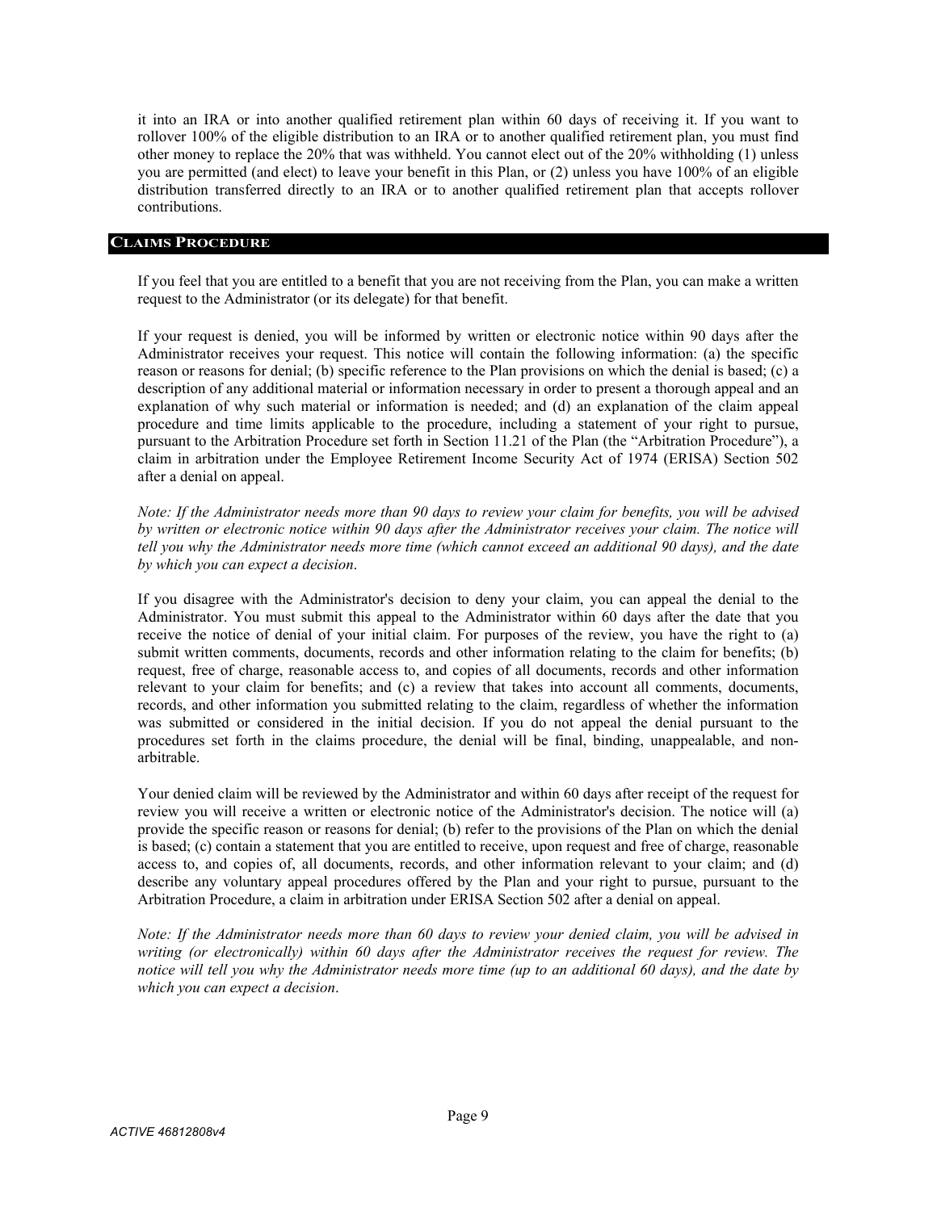it into an IRA or into another qualified retirement plan within 60 days of receiving it. If you want to rollover 100% of the eligible distribution to an IRA or to another qualified retirement plan, you must find other money to replace the 20% that was withheld. You cannot elect out of the 20% withholding (1) unless you are permitted (and elect) to leave your benefit in this Plan, or (2) unless you have 100% of an eligible distribution transferred directly to an IRA or to another qualified retirement plan that accepts rollover contributions.

## CLAIMS PROCEDURE

If you feel that you are entitled to a benefit that you are not receiving from the Plan, you can make a written request to the Administrator (or its delegate) for that benefit.

If your request is denied, you will be informed by written or electronic notice within 90 days after the Administrator receives your request. This notice will contain the following information: (a) the specific reason or reasons for denial; (b) specific reference to the Plan provisions on which the denial is based; (c) a description of any additional material or information necessary in order to present a thorough appeal and an explanation of why such material or information is needed; and (d) an explanation of the claim appeal procedure and time limits applicable to the procedure, including a statement of your right to pursue, pursuant to the Arbitration Procedure set forth in Section 11.21 of the Plan (the "Arbitration Procedure"), a claim in arbitration under the Employee Retirement Income Security Act of 1974 (ERISA) Section 502 after a denial on appeal.

*Note: If the Administrator needs more than 90 days to review your claim for benefits, you will be advised by written or electronic notice within 90 days after the Administrator receives your claim. The notice will tell you why the Administrator needs more time (which cannot exceed an additional 90 days), and the date by which you can expect a decision.*

If you disagree with the Administrator's decision to deny your claim, you can appeal the denial to the Administrator. You must submit this appeal to the Administrator within 60 days after the date that you receive the notice of denial of your initial claim. For purposes of the review, you have the right to (a) submit written comments, documents, records and other information relating to the claim for benefits; (b) request, free of charge, reasonable access to, and copies of all documents, records and other information relevant to your claim for benefits; and (c) a review that takes into account all comments, documents, records, and other information you submitted relating to the claim, regardless of whether the information was submitted or considered in the initial decision. If you do not appeal the denial pursuant to the procedures set forth in the claims procedure, the denial will be final, binding, unappealable, and non-arbitrable.

Your denied claim will be reviewed by the Administrator and within 60 days after receipt of the request for review you will receive a written or electronic notice of the Administrator's decision. The notice will (a) provide the specific reason or reasons for denial; (b) refer to the provisions of the Plan on which the denial is based; (c) contain a statement that you are entitled to receive, upon request and free of charge, reasonable access to, and copies of, all documents, records, and other information relevant to your claim; and (d) describe any voluntary appeal procedures offered by the Plan and your right to pursue, pursuant to the Arbitration Procedure, a claim in arbitration under ERISA Section 502 after a denial on appeal.

*Note: If the Administrator needs more than 60 days to review your denied claim, you will be advised in writing (or electronically) within 60 days after the Administrator receives the request for review. The notice will tell you why the Administrator needs more time (up to an additional 60 days), and the date by which you can expect a decision.*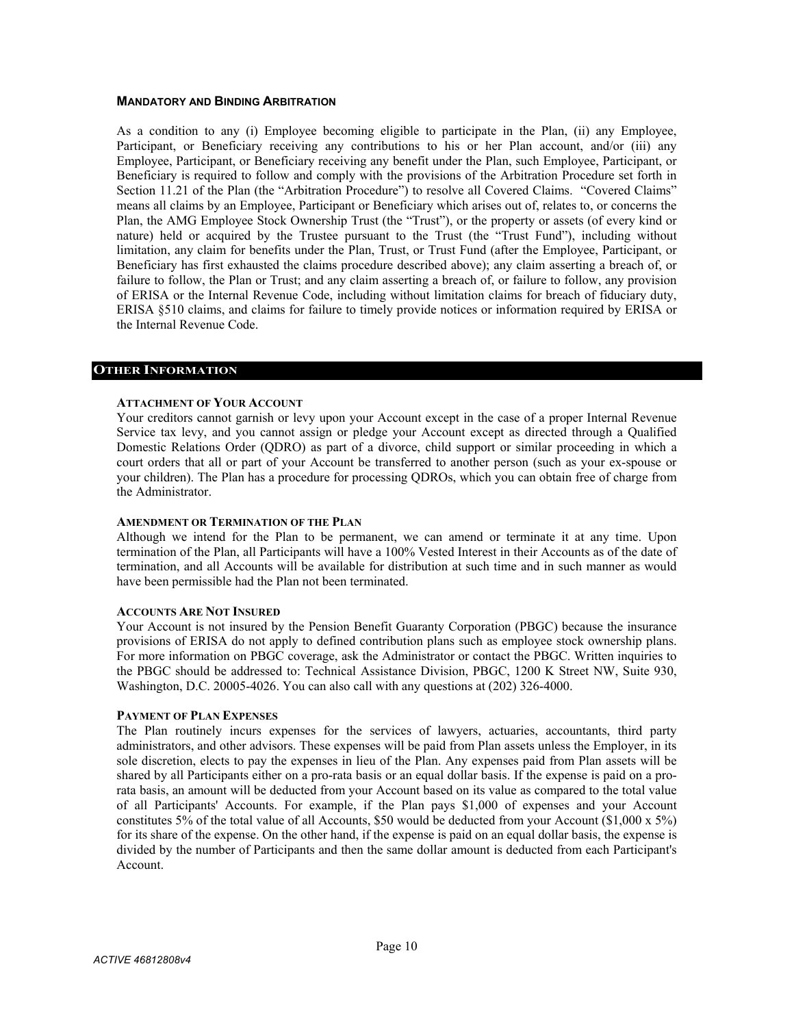### Mandatory and Binding Arbitration

As a condition to any (i) Employee becoming eligible to participate in the Plan, (ii) any Employee, Participant, or Beneficiary receiving any contributions to his or her Plan account, and/or (iii) any Employee, Participant, or Beneficiary receiving any benefit under the Plan, such Employee, Participant, or Beneficiary is required to follow and comply with the provisions of the Arbitration Procedure set forth in Section 11.21 of the Plan (the "Arbitration Procedure") to resolve all Covered Claims. "Covered Claims" means all claims by an Employee, Participant or Beneficiary which arises out of, relates to, or concerns the Plan, the AMG Employee Stock Ownership Trust (the "Trust"), or the property or assets (of every kind or nature) held or acquired by the Trustee pursuant to the Trust (the "Trust Fund"), including without limitation, any claim for benefits under the Plan, Trust, or Trust Fund (after the Employee, Participant, or Beneficiary has first exhausted the claims procedure described above); any claim asserting a breach of, or failure to follow, the Plan or Trust; and any claim asserting a breach of, or failure to follow, any provision of ERISA or the Internal Revenue Code, including without limitation claims for breach of fiduciary duty, ERISA §510 claims, and claims for failure to timely provide notices or information required by ERISA or the Internal Revenue Code.

## Other Information

#### Attachment of Your Account

Your creditors cannot garnish or levy upon your Account except in the case of a proper Internal Revenue Service tax levy, and you cannot assign or pledge your Account except as directed through a Qualified Domestic Relations Order (QDRO) as part of a divorce, child support or similar proceeding in which a court orders that all or part of your Account be transferred to another person (such as your ex-spouse or your children). The Plan has a procedure for processing QDROs, which you can obtain free of charge from the Administrator.

#### Amendment or Termination of the Plan

Although we intend for the Plan to be permanent, we can amend or terminate it at any time. Upon termination of the Plan, all Participants will have a 100% Vested Interest in their Accounts as of the date of termination, and all Accounts will be available for distribution at such time and in such manner as would have been permissible had the Plan not been terminated.

#### Accounts Are Not Insured

Your Account is not insured by the Pension Benefit Guaranty Corporation (PBGC) because the insurance provisions of ERISA do not apply to defined contribution plans such as employee stock ownership plans. For more information on PBGC coverage, ask the Administrator or contact the PBGC. Written inquiries to the PBGC should be addressed to: Technical Assistance Division, PBGC, 1200 K Street NW, Suite 930, Washington, D.C. 20005-4026. You can also call with any questions at (202) 326-4000.

#### Payment of Plan Expenses

The Plan routinely incurs expenses for the services of lawyers, actuaries, accountants, third party administrators, and other advisors. These expenses will be paid from Plan assets unless the Employer, in its sole discretion, elects to pay the expenses in lieu of the Plan. Any expenses paid from Plan assets will be shared by all Participants either on a pro-rata basis or an equal dollar basis. If the expense is paid on a pro-rata basis, an amount will be deducted from your Account based on its value as compared to the total value of all Participants' Accounts. For example, if the Plan pays $1,000 of expenses and your Account constitutes 5% of the total value of all Accounts, $50 would be deducted from your Account ($1,000 x 5%) for its share of the expense. On the other hand, if the expense is paid on an equal dollar basis, the expense is divided by the number of Participants and then the same dollar amount is deducted from each Participant's Account.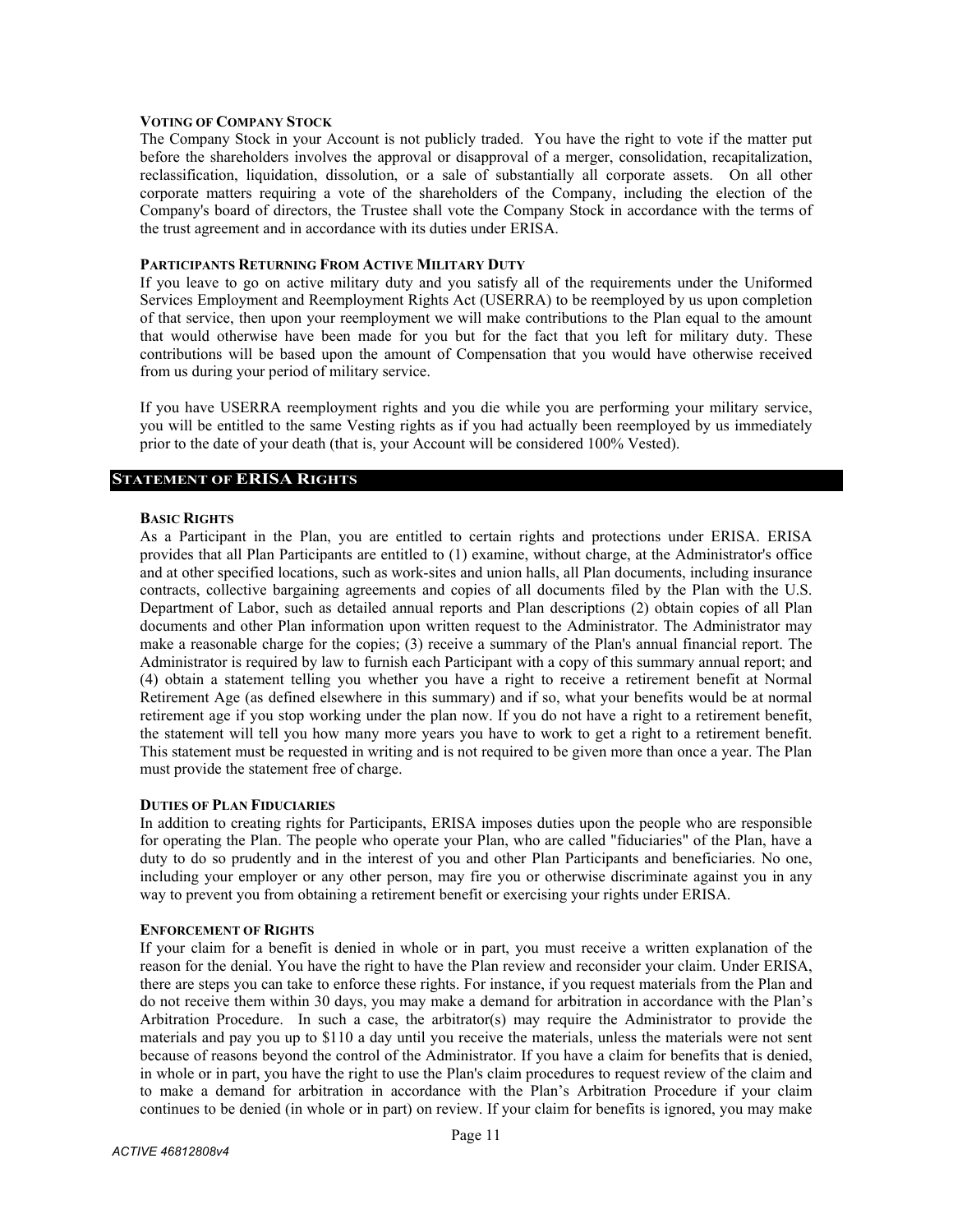#### Voting of Company Stock

The Company Stock in your Account is not publicly traded. You have the right to vote if the matter put before the shareholders involves the approval or disapproval of a merger, consolidation, recapitalization, reclassification, liquidation, dissolution, or a sale of substantially all corporate assets. On all other corporate matters requiring a vote of the shareholders of the Company, including the election of the Company's board of directors, the Trustee shall vote the Company Stock in accordance with the terms of the trust agreement and in accordance with its duties under ERISA.

#### Participants Returning From Active Military Duty

If you leave to go on active military duty and you satisfy all of the requirements under the Uniformed Services Employment and Reemployment Rights Act (USERRA) to be reemployed by us upon completion of that service, then upon your reemployment we will make contributions to the Plan equal to the amount that would otherwise have been made for you but for the fact that you left for military duty. These contributions will be based upon the amount of Compensation that you would have otherwise received from us during your period of military service.

If you have USERRA reemployment rights and you die while you are performing your military service, you will be entitled to the same Vesting rights as if you had actually been reemployed by us immediately prior to the date of your death (that is, your Account will be considered 100% Vested).

## Statement of ERISA Rights

#### Basic Rights

As a Participant in the Plan, you are entitled to certain rights and protections under ERISA. ERISA provides that all Plan Participants are entitled to (1) examine, without charge, at the Administrator's office and at other specified locations, such as work-sites and union halls, all Plan documents, including insurance contracts, collective bargaining agreements and copies of all documents filed by the Plan with the U.S. Department of Labor, such as detailed annual reports and Plan descriptions (2) obtain copies of all Plan documents and other Plan information upon written request to the Administrator. The Administrator may make a reasonable charge for the copies; (3) receive a summary of the Plan's annual financial report. The Administrator is required by law to furnish each Participant with a copy of this summary annual report; and (4) obtain a statement telling you whether you have a right to receive a retirement benefit at Normal Retirement Age (as defined elsewhere in this summary) and if so, what your benefits would be at normal retirement age if you stop working under the plan now. If you do not have a right to a retirement benefit, the statement will tell you how many more years you have to work to get a right to a retirement benefit. This statement must be requested in writing and is not required to be given more than once a year. The Plan must provide the statement free of charge.

#### Duties of Plan Fiduciaries

In addition to creating rights for Participants, ERISA imposes duties upon the people who are responsible for operating the Plan. The people who operate your Plan, who are called "fiduciaries" of the Plan, have a duty to do so prudently and in the interest of you and other Plan Participants and beneficiaries. No one, including your employer or any other person, may fire you or otherwise discriminate against you in any way to prevent you from obtaining a retirement benefit or exercising your rights under ERISA.

#### Enforcement of Rights

If your claim for a benefit is denied in whole or in part, you must receive a written explanation of the reason for the denial. You have the right to have the Plan review and reconsider your claim. Under ERISA, there are steps you can take to enforce these rights. For instance, if you request materials from the Plan and do not receive them within 30 days, you may make a demand for arbitration in accordance with the Plan's Arbitration Procedure. In such a case, the arbitrator(s) may require the Administrator to provide the materials and pay you up to $110 a day until you receive the materials, unless the materials were not sent because of reasons beyond the control of the Administrator. If you have a claim for benefits that is denied, in whole or in part, you have the right to use the Plan's claim procedures to request review of the claim and to make a demand for arbitration in accordance with the Plan's Arbitration Procedure if your claim continues to be denied (in whole or in part) on review. If your claim for benefits is ignored, you may make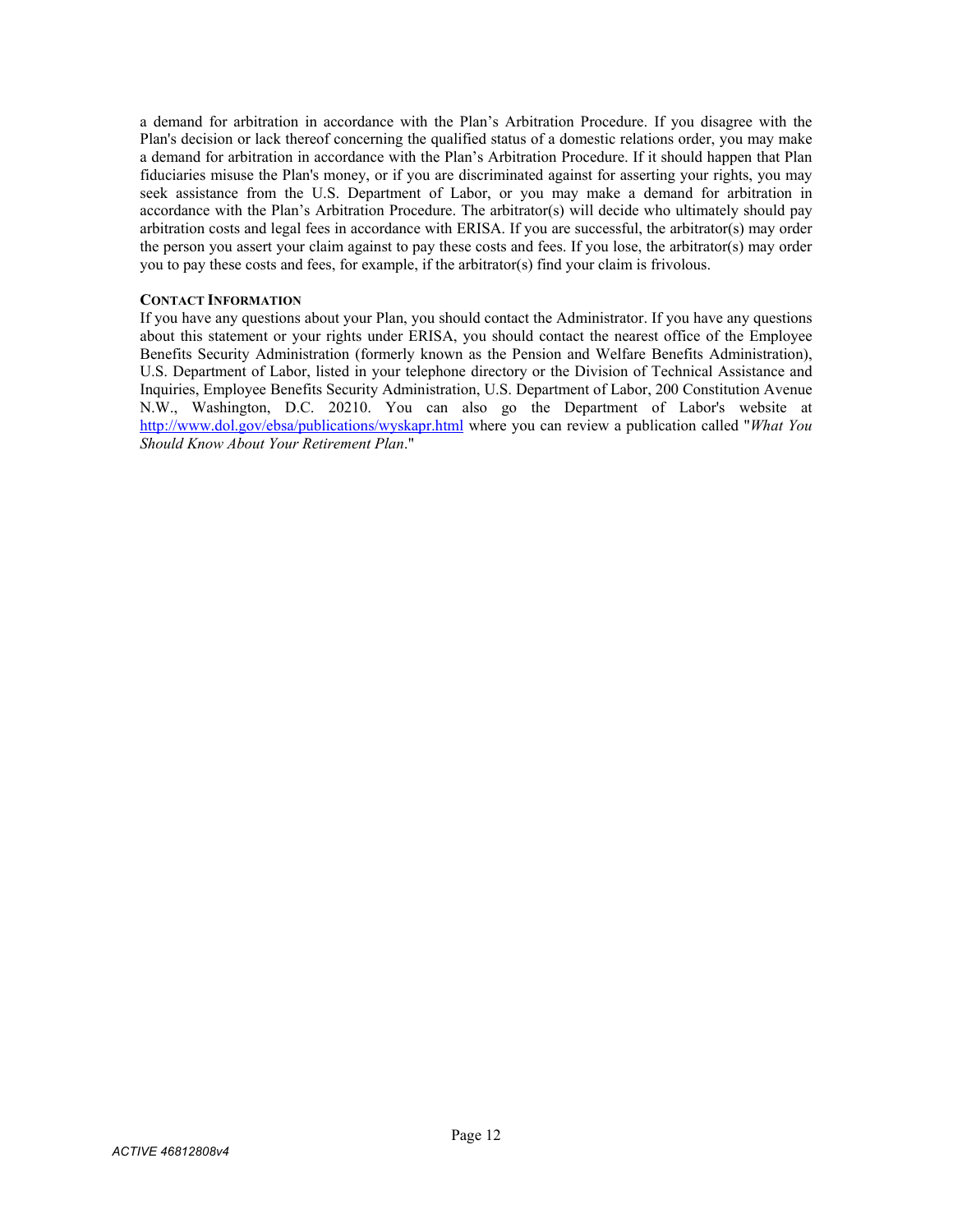a demand for arbitration in accordance with the Plan's Arbitration Procedure. If you disagree with the Plan's decision or lack thereof concerning the qualified status of a domestic relations order, you may make a demand for arbitration in accordance with the Plan's Arbitration Procedure. If it should happen that Plan fiduciaries misuse the Plan's money, or if you are discriminated against for asserting your rights, you may seek assistance from the U.S. Department of Labor, or you may make a demand for arbitration in accordance with the Plan's Arbitration Procedure. The arbitrator(s) will decide who ultimately should pay arbitration costs and legal fees in accordance with ERISA. If you are successful, the arbitrator(s) may order the person you assert your claim against to pay these costs and fees. If you lose, the arbitrator(s) may order you to pay these costs and fees, for example, if the arbitrator(s) find your claim is frivolous.

**CONTACT INFORMATION**

If you have any questions about your Plan, you should contact the Administrator. If you have any questions about this statement or your rights under ERISA, you should contact the nearest office of the Employee Benefits Security Administration (formerly known as the Pension and Welfare Benefits Administration), U.S. Department of Labor, listed in your telephone directory or the Division of Technical Assistance and Inquiries, Employee Benefits Security Administration, U.S. Department of Labor, 200 Constitution Avenue N.W., Washington, D.C. 20210. You can also go the Department of Labor's website at http://www.dol.gov/ebsa/publications/wyskapr.html where you can review a publication called "*What You Should Know About Your Retirement Plan*."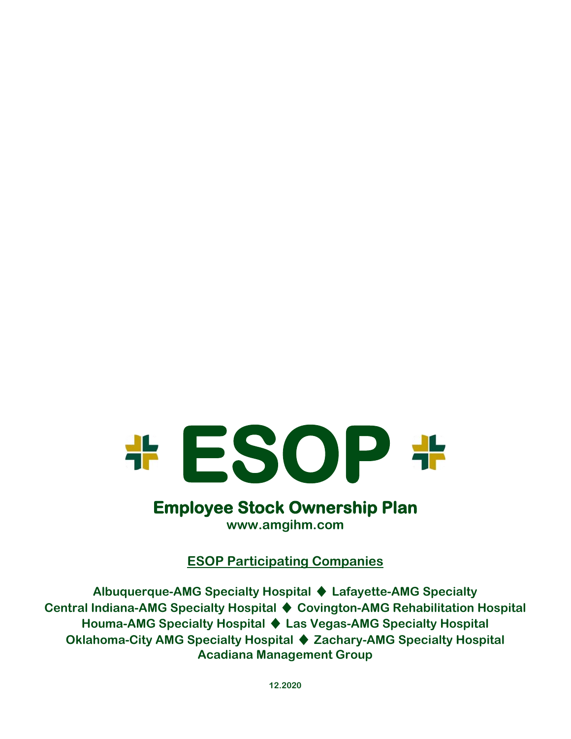# ESOP

## Employee Stock Ownership Plan

**www.amgihm.com**

**ESOP Participating Companies**

**Albuquerque-AMG Specialty Hospital ◆ Lafayette-AMG Specialty**
**Central Indiana-AMG Specialty Hospital ◆ Covington-AMG Rehabilitation Hospital**
**Houma-AMG Specialty Hospital ◆ Las Vegas-AMG Specialty Hospital**
**Oklahoma-City AMG Specialty Hospital ◆ Zachary-AMG Specialty Hospital**
**Acadiana Management Group**

12.2020